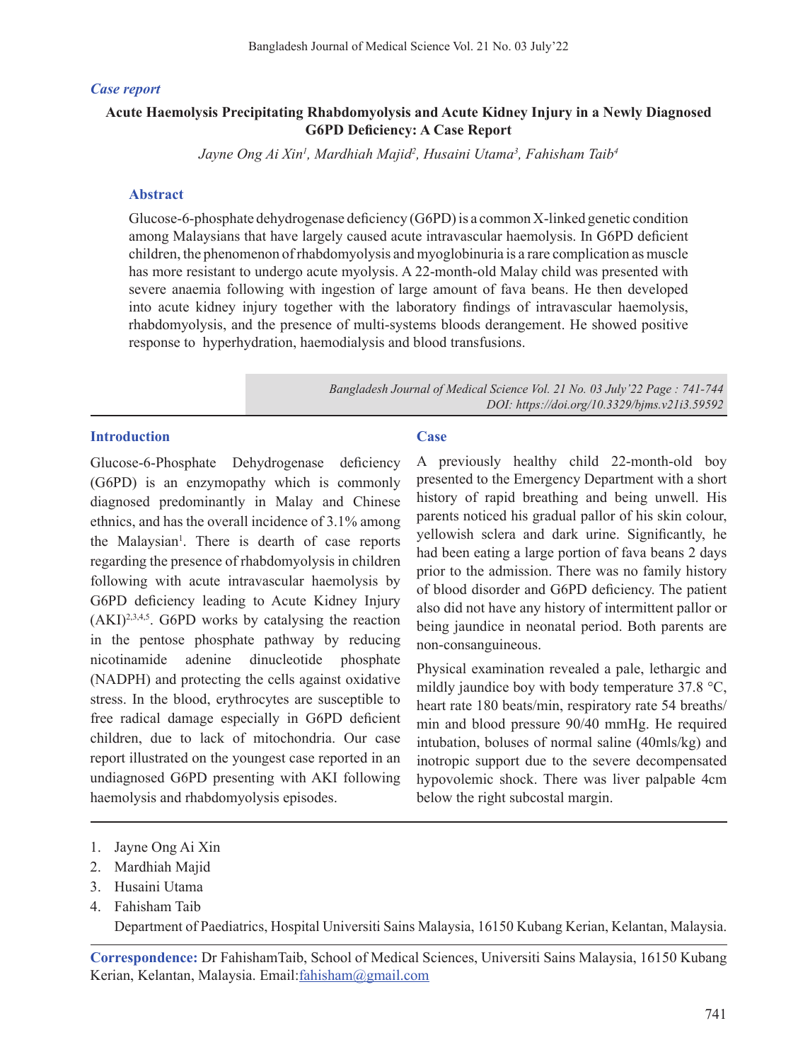*Case report*

# Acute Haemolysis Precipitating Rhabdomyolysis and Acute Kidney Injury in a Newly Diagnosed G6PD Deficiency: A Case Report

*Jayne Ong Ai Xin[1], Mardhiah Majid[2], Husaini Utama[3], Fahisham Taib[4]*

## Abstract

Glucose-6-phosphate dehydrogenase deficiency (G6PD) is a common X-linked genetic condition among Malaysians that have largely caused acute intravascular haemolysis. In G6PD deficient children, the phenomenon of rhabdomyolysis and myoglobinuria is a rare complication as muscle has more resistant to undergo acute myolysis. A 22-month-old Malay child was presented with severe anaemia following with ingestion of large amount of fava beans. He then developed into acute kidney injury together with the laboratory findings of intravascular haemolysis, rhabdomyolysis, and the presence of multi-systems bloods derangement. He showed positive response to hyperhydration, haemodialysis and blood transfusions.

*Bangladesh Journal of Medical Science Vol. 21 No. 03 July'22 Page : 741-744*
*DOI: https://doi.org/10.3329/bjms.v21i3.59592*

## Introduction

Glucose-6-Phosphate Dehydrogenase deficiency (G6PD) is an enzymopathy which is commonly diagnosed predominantly in Malay and Chinese ethnics, and has the overall incidence of 3.1% among the Malaysian[1]. There is dearth of case reports regarding the presence of rhabdomyolysis in children following with acute intravascular haemolysis by G6PD deficiency leading to Acute Kidney Injury (AKI)[2,3,4,5]. G6PD works by catalysing the reaction in the pentose phosphate pathway by reducing nicotinamide adenine dinucleotide phosphate (NADPH) and protecting the cells against oxidative stress. In the blood, erythrocytes are susceptible to free radical damage especially in G6PD deficient children, due to lack of mitochondria. Our case report illustrated on the youngest case reported in an undiagnosed G6PD presenting with AKI following haemolysis and rhabdomyolysis episodes.

## Case

A previously healthy child 22-month-old boy presented to the Emergency Department with a short history of rapid breathing and being unwell. His parents noticed his gradual pallor of his skin colour, yellowish sclera and dark urine. Significantly, he had been eating a large portion of fava beans 2 days prior to the admission. There was no family history of blood disorder and G6PD deficiency. The patient also did not have any history of intermittent pallor or being jaundice in neonatal period. Both parents are non-consanguineous.

Physical examination revealed a pale, lethargic and mildly jaundice boy with body temperature 37.8 °C, heart rate 180 beats/min, respiratory rate 54 breaths/min and blood pressure 90/40 mmHg. He required intubation, boluses of normal saline (40mls/kg) and inotropic support due to the severe decompensated hypovolemic shock. There was liver palpable 4cm below the right subcostal margin.

---

1. Jayne Ong Ai Xin
2. Mardhiah Majid
3. Husaini Utama
4. Fahisham Taib

Department of Paediatrics, Hospital Universiti Sains Malaysia, 16150 Kubang Kerian, Kelantan, Malaysia.

**Correspondence:** Dr FahishamTaib, School of Medical Sciences, Universiti Sains Malaysia, 16150 Kubang Kerian, Kelantan, Malaysia. Email:fahisham@gmail.com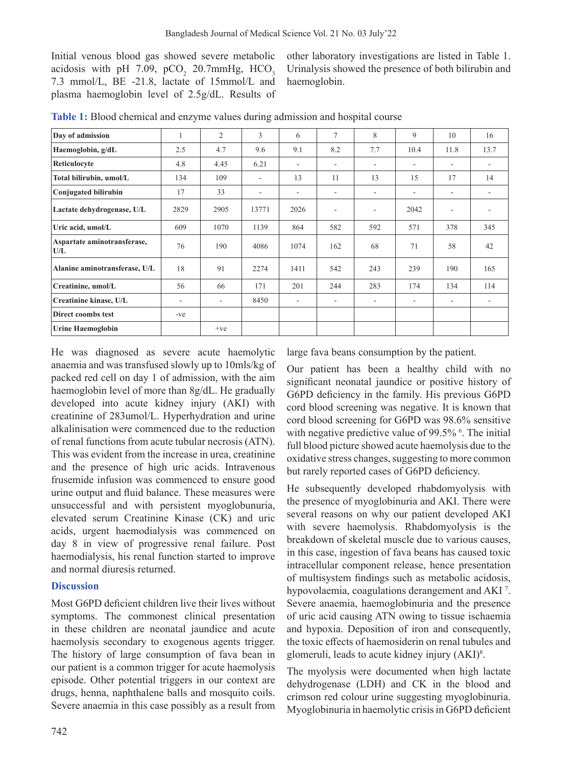Initial venous blood gas showed severe metabolic acidosis with pH 7.09, $pCO_2$ 20.7mmHg, $HCO_3$ 7.3 mmol/L, BE -21.8, lactate of 15mmol/L and plasma haemoglobin level of 2.5g/dL. Results of other laboratory investigations are listed in Table 1. Urinalysis showed the presence of both bilirubin and haemoglobin.

**Table 1:** Blood chemical and enzyme values during admission and hospital course

| Day of admission | 1 | 2 | 3 | 6 | 7 | 8 | 9 | 10 | 16 |
|---|---|---|---|---|---|---|---|---|---|
| Haemoglobin, g/dL | 2.5 | 4.7 | 9.6 | 9.1 | 8.2 | 7.7 | 10.4 | 11.8 | 13.7 |
| Reticulocyte | 4.8 | 4.45 | 6.21 | - | - | - | - | - | - |
| Total bilirubin, umol/L | 134 | 109 | - | 13 | 11 | 13 | 15 | 17 | 14 |
| Conjugated bilirubin | 17 | 33 | - | - | - | - | - | - | - |
| Lactate dehydrogenase, U/L | 2829 | 2905 | 13771 | 2026 | - | - | 2042 | - | - |
| Uric acid, umol/L | 609 | 1070 | 1139 | 864 | 582 | 592 | 571 | 378 | 345 |
| Aspartate aminotransferase, U/L | 76 | 190 | 4086 | 1074 | 162 | 68 | 71 | 58 | 42 |
| Alanine aminotransferase, U/L | 18 | 91 | 2274 | 1411 | 542 | 243 | 239 | 190 | 165 |
| Creatinine, umol/L | 56 | 66 | 171 | 201 | 244 | 283 | 174 | 134 | 114 |
| Creatinine kinase, U/L | - | - | 8450 | - | - | - | - | - | - |
| Direct coombs test | -ve | | | | | | | | |
| Urine Haemoglobin | | +ve | | | | | | | |

He was diagnosed as severe acute haemolytic anaemia and was transfused slowly up to 10mls/kg of packed red cell on day 1 of admission, with the aim haemoglobin level of more than 8g/dL. He gradually developed into acute kidney injury (AKI) with creatinine of 283umol/L. Hyperhydration and urine alkalinisation were commenced due to the reduction of renal functions from acute tubular necrosis (ATN). This was evident from the increase in urea, creatinine and the presence of high uric acids. Intravenous frusemide infusion was commenced to ensure good urine output and fluid balance. These measures were unsuccessful and with persistent myoglobunuria, elevated serum Creatinine Kinase (CK) and uric acids, urgent haemodialysis was commenced on day 8 in view of progressive renal failure. Post haemodialysis, his renal function started to improve and normal diuresis returned.

## Discussion

Most G6PD deficient children live their lives without symptoms. The commonest clinical presentation in these children are neonatal jaundice and acute haemolysis secondary to exogenous agents trigger. The history of large consumption of fava bean in our patient is a common trigger for acute haemolysis episode. Other potential triggers in our context are drugs, henna, naphthalene balls and mosquito coils. Severe anaemia in this case possibly as a result from large fava beans consumption by the patient.

Our patient has been a healthy child with no significant neonatal jaundice or positive history of G6PD deficiency in the family. His previous G6PD cord blood screening was negative. It is known that cord blood screening for G6PD was 98.6% sensitive with negative predictive value of 99.5% [6]. The initial full blood picture showed acute haemolysis due to the oxidative stress changes, suggesting to more common but rarely reported cases of G6PD deficiency.

He subsequently developed rhabdomyolysis with the presence of myoglobinuria and AKI. There were several reasons on why our patient developed AKI with severe haemolysis. Rhabdomyolysis is the breakdown of skeletal muscle due to various causes, in this case, ingestion of fava beans has caused toxic intracellular component release, hence presentation of multisystem findings such as metabolic acidosis, hypovolaemia, coagulations derangement and AKI [7]. Severe anaemia, haemoglobinuria and the presence of uric acid causing ATN owing to tissue ischaemia and hypoxia. Deposition of iron and consequently, the toxic effects of haemosiderin on renal tubules and glomeruli, leads to acute kidney injury (AKI)[8].

The myolysis were documented when high lactate dehydrogenase (LDH) and CK in the blood and crimson red colour urine suggesting myoglobinuria. Myoglobinuria in haemolytic crisis in G6PD deficient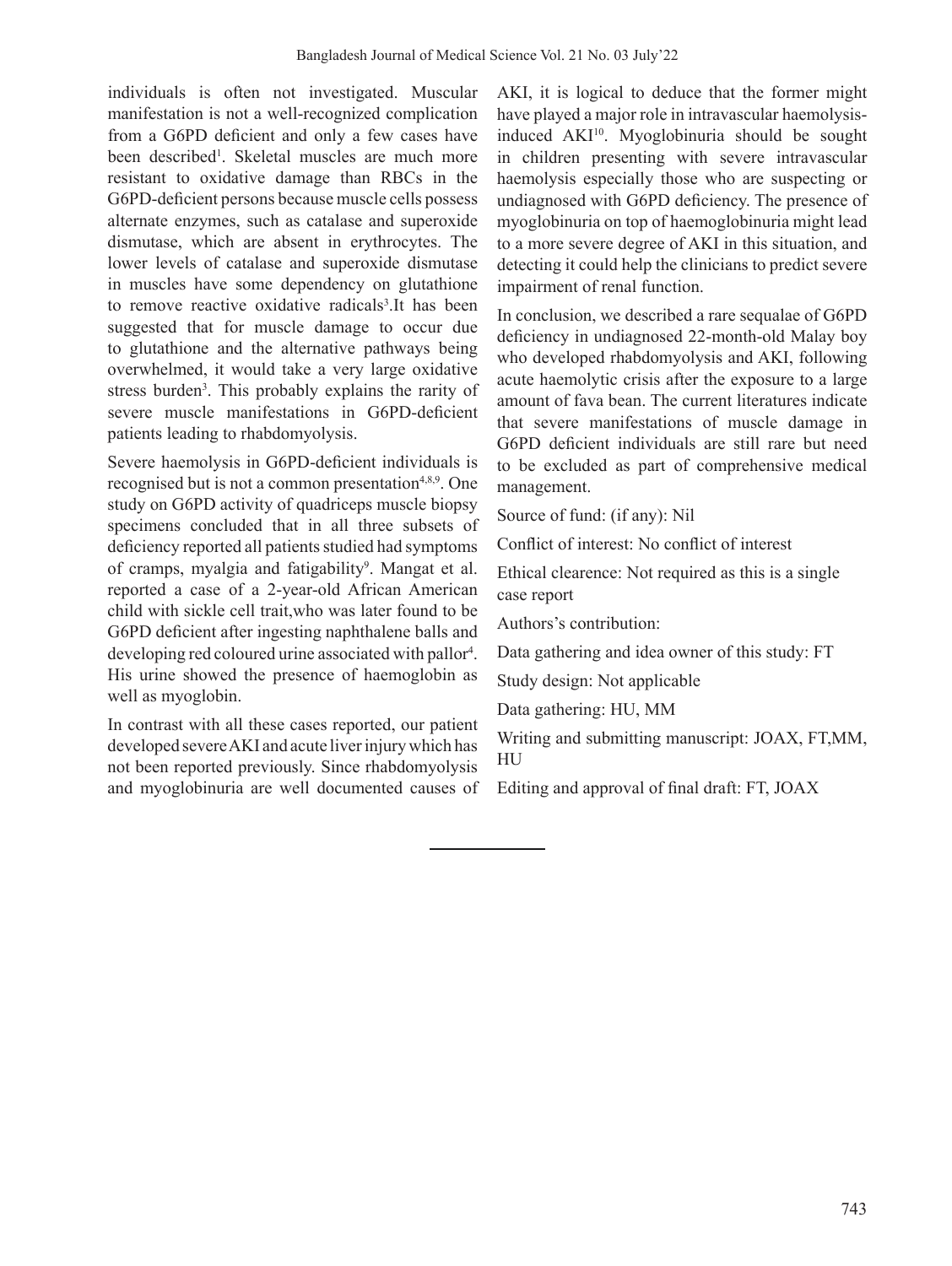individuals is often not investigated. Muscular manifestation is not a well-recognized complication from a G6PD deficient and only a few cases have been described[1]. Skeletal muscles are much more resistant to oxidative damage than RBCs in the G6PD-deficient persons because muscle cells possess alternate enzymes, such as catalase and superoxide dismutase, which are absent in erythrocytes. The lower levels of catalase and superoxide dismutase in muscles have some dependency on glutathione to remove reactive oxidative radicals[3].It has been suggested that for muscle damage to occur due to glutathione and the alternative pathways being overwhelmed, it would take a very large oxidative stress burden[3]. This probably explains the rarity of severe muscle manifestations in G6PD-deficient patients leading to rhabdomyolysis.

Severe haemolysis in G6PD-deficient individuals is recognised but is not a common presentation[4,8,9]. One study on G6PD activity of quadriceps muscle biopsy specimens concluded that in all three subsets of deficiency reported all patients studied had symptoms of cramps, myalgia and fatigability[9]. Mangat et al. reported a case of a 2-year-old African American child with sickle cell trait,who was later found to be G6PD deficient after ingesting naphthalene balls and developing red coloured urine associated with pallor[4]. His urine showed the presence of haemoglobin as well as myoglobin.

In contrast with all these cases reported, our patient developed severe AKI and acute liver injury which has not been reported previously. Since rhabdomyolysis and myoglobinuria are well documented causes of AKI, it is logical to deduce that the former might have played a major role in intravascular haemolysis-induced AKI[10]. Myoglobinuria should be sought in children presenting with severe intravascular haemolysis especially those who are suspecting or undiagnosed with G6PD deficiency. The presence of myoglobinuria on top of haemoglobinuria might lead to a more severe degree of AKI in this situation, and detecting it could help the clinicians to predict severe impairment of renal function.

In conclusion, we described a rare sequalae of G6PD deficiency in undiagnosed 22-month-old Malay boy who developed rhabdomyolysis and AKI, following acute haemolytic crisis after the exposure to a large amount of fava bean. The current literatures indicate that severe manifestations of muscle damage in G6PD deficient individuals are still rare but need to be excluded as part of comprehensive medical management.

Source of fund: (if any): Nil

Conflict of interest: No conflict of interest

Ethical clearence: Not required as this is a single case report

Authors's contribution:

Data gathering and idea owner of this study: FT

Study design: Not applicable

Data gathering: HU, MM

Writing and submitting manuscript: JOAX, FT,MM, HU

Editing and approval of final draft: FT, JOAX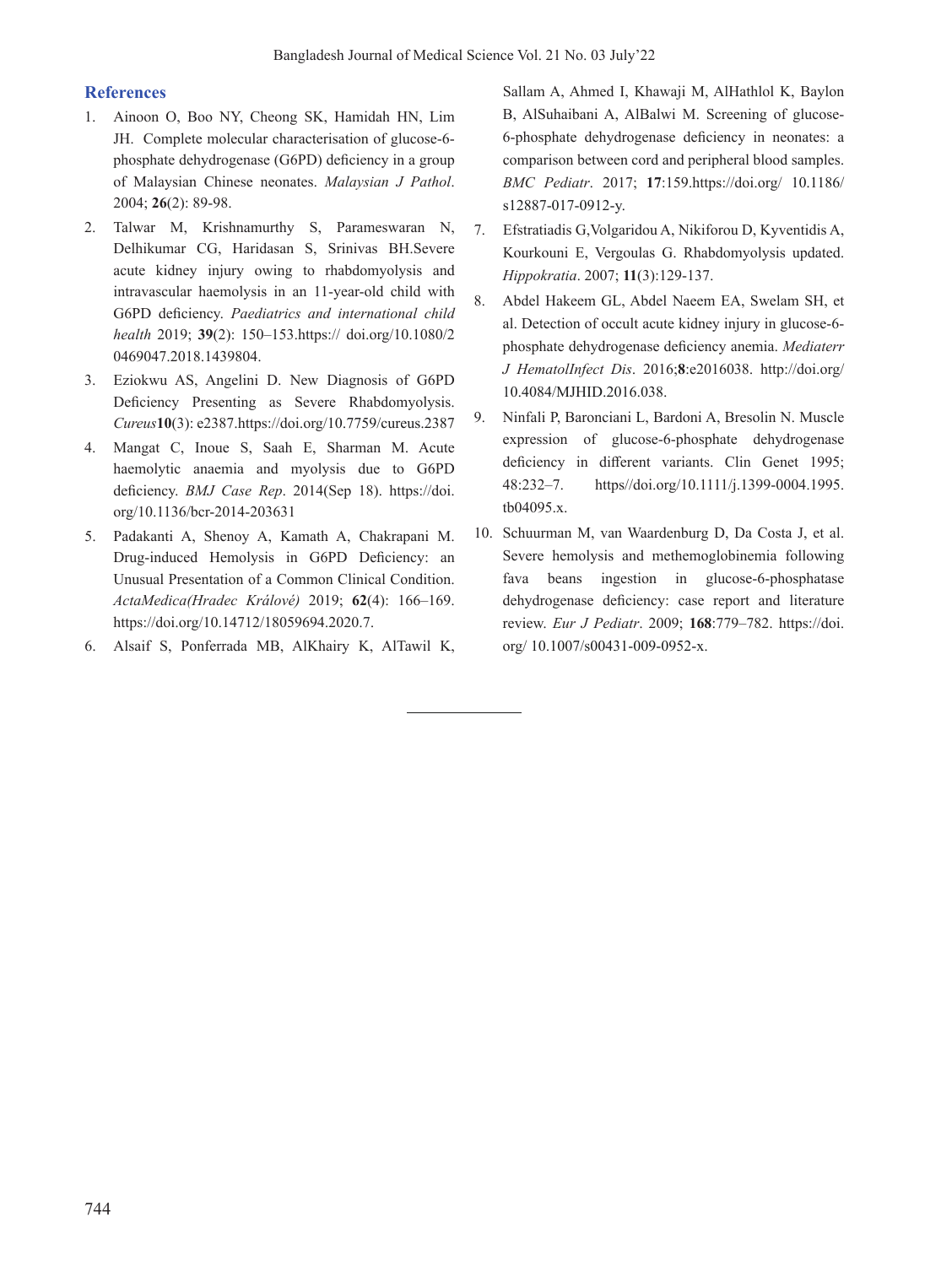## References

1. Ainoon O, Boo NY, Cheong SK, Hamidah HN, Lim JH. Complete molecular characterisation of glucose-6-phosphate dehydrogenase (G6PD) deficiency in a group of Malaysian Chinese neonates. *Malaysian J Pathol*. 2004; **26**(2): 89-98.
2. Talwar M, Krishnamurthy S, Parameswaran N, Delhikumar CG, Haridasan S, Srinivas BH.Severe acute kidney injury owing to rhabdomyolysis and intravascular haemolysis in an 11-year-old child with G6PD deficiency. *Paediatrics and international child health* 2019; **39**(2): 150–153.https:// doi.org/10.1080/20469047.2018.1439804.
3. Eziokwu AS, Angelini D. New Diagnosis of G6PD Deficiency Presenting as Severe Rhabdomyolysis. *Cureus***10**(3): e2387.https://doi.org/10.7759/cureus.2387
4. Mangat C, Inoue S, Saah E, Sharman M. Acute haemolytic anaemia and myolysis due to G6PD deficiency. *BMJ Case Rep*. 2014(Sep 18). https://doi.org/10.1136/bcr-2014-203631
5. Padakanti A, Shenoy A, Kamath A, Chakrapani M. Drug-induced Hemolysis in G6PD Deficiency: an Unusual Presentation of a Common Clinical Condition. *ActaMedica(Hradec Králové)* 2019; **62**(4): 166–169. https://doi.org/10.14712/18059694.2020.7.
6. Alsaif S, Ponferrada MB, AlKhairy K, AlTawil K, Sallam A, Ahmed I, Khawaji M, AlHathlol K, Baylon B, AlSuhaibani A, AlBalwi M. Screening of glucose-6-phosphate dehydrogenase deficiency in neonates: a comparison between cord and peripheral blood samples. *BMC Pediatr*. 2017; **17**:159.https://doi.org/ 10.1186/s12887-017-0912-y.
7. Efstratiadis G,Volgaridou A, Nikiforou D, Kyventidis A, Kourkouni E, Vergoulas G. Rhabdomyolysis updated. *Hippokratia*. 2007; **11**(3):129-137.
8. Abdel Hakeem GL, Abdel Naeem EA, Swelam SH, et al. Detection of occult acute kidney injury in glucose-6-phosphate dehydrogenase deficiency anemia. *Mediaterr J HematolInfect Dis*. 2016;**8**:e2016038. http://doi.org/10.4084/MJHID.2016.038.
9. Ninfali P, Baronciani L, Bardoni A, Bresolin N. Muscle expression of glucose-6-phosphate dehydrogenase deficiency in different variants. Clin Genet 1995; 48:232–7. https//doi.org/10.1111/j.1399-0004.1995.tb04095.x.
10. Schuurman M, van Waardenburg D, Da Costa J, et al. Severe hemolysis and methemoglobinemia following fava beans ingestion in glucose-6-phosphatase dehydrogenase deficiency: case report and literature review. *Eur J Pediatr*. 2009; **168**:779–782. https://doi.org/ 10.1007/s00431-009-0952-x.